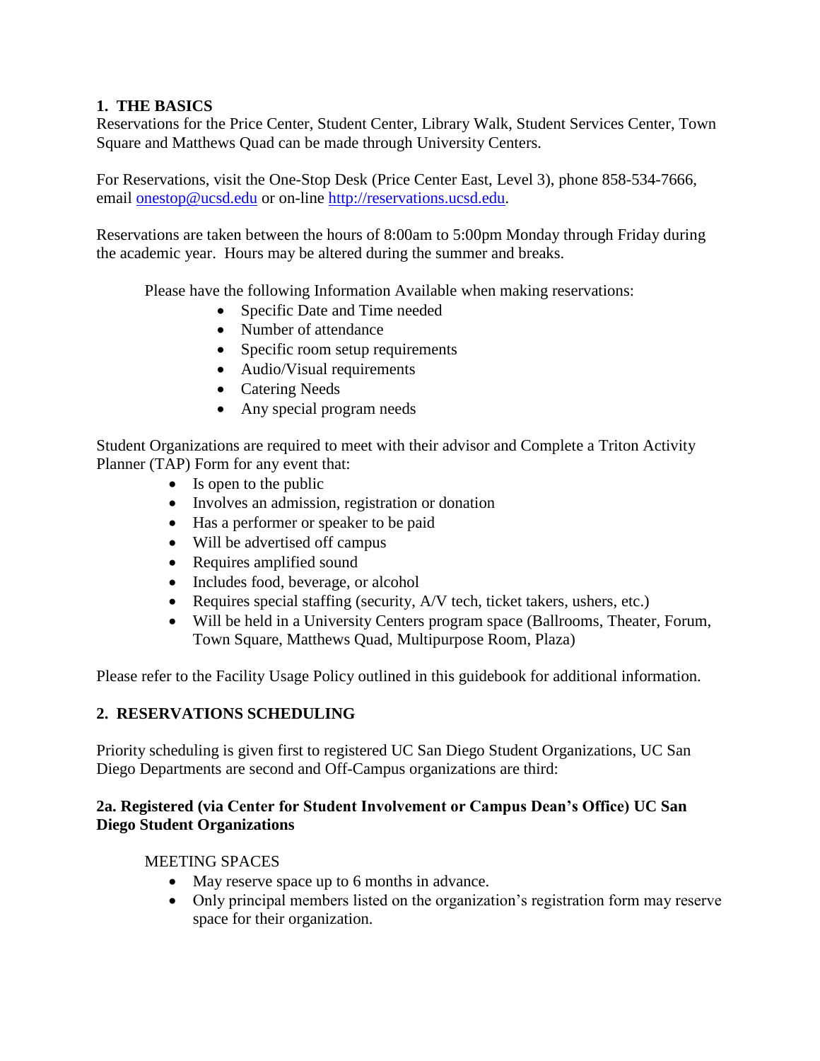## 1. THE BASICS

Reservations for the Price Center, Student Center, Library Walk, Student Services Center, Town Square and Matthews Quad can be made through University Centers.

For Reservations, visit the One-Stop Desk (Price Center East, Level 3), phone 858-534-7666, email [onestop@ucsd.edu](mailto:onestop@ucsd.edu) or on-line [http://reservations.ucsd.edu](http://reservations.ucsd.edu).

Reservations are taken between the hours of 8:00am to 5:00pm Monday through Friday during the academic year. Hours may be altered during the summer and breaks.

Please have the following Information Available when making reservations:

- Specific Date and Time needed
- Number of attendance
- Specific room setup requirements
- Audio/Visual requirements
- Catering Needs
- Any special program needs

Student Organizations are required to meet with their advisor and Complete a Triton Activity Planner (TAP) Form for any event that:

- Is open to the public
- Involves an admission, registration or donation
- Has a performer or speaker to be paid
- Will be advertised off campus
- Requires amplified sound
- Includes food, beverage, or alcohol
- Requires special staffing (security, A/V tech, ticket takers, ushers, etc.)
- Will be held in a University Centers program space (Ballrooms, Theater, Forum, Town Square, Matthews Quad, Multipurpose Room, Plaza)

Please refer to the Facility Usage Policy outlined in this guidebook for additional information.

## 2. RESERVATIONS SCHEDULING

Priority scheduling is given first to registered UC San Diego Student Organizations, UC San Diego Departments are second and Off-Campus organizations are third:

### 2a. Registered (via Center for Student Involvement or Campus Dean's Office) UC San Diego Student Organizations

MEETING SPACES

- May reserve space up to 6 months in advance.
- Only principal members listed on the organization's registration form may reserve space for their organization.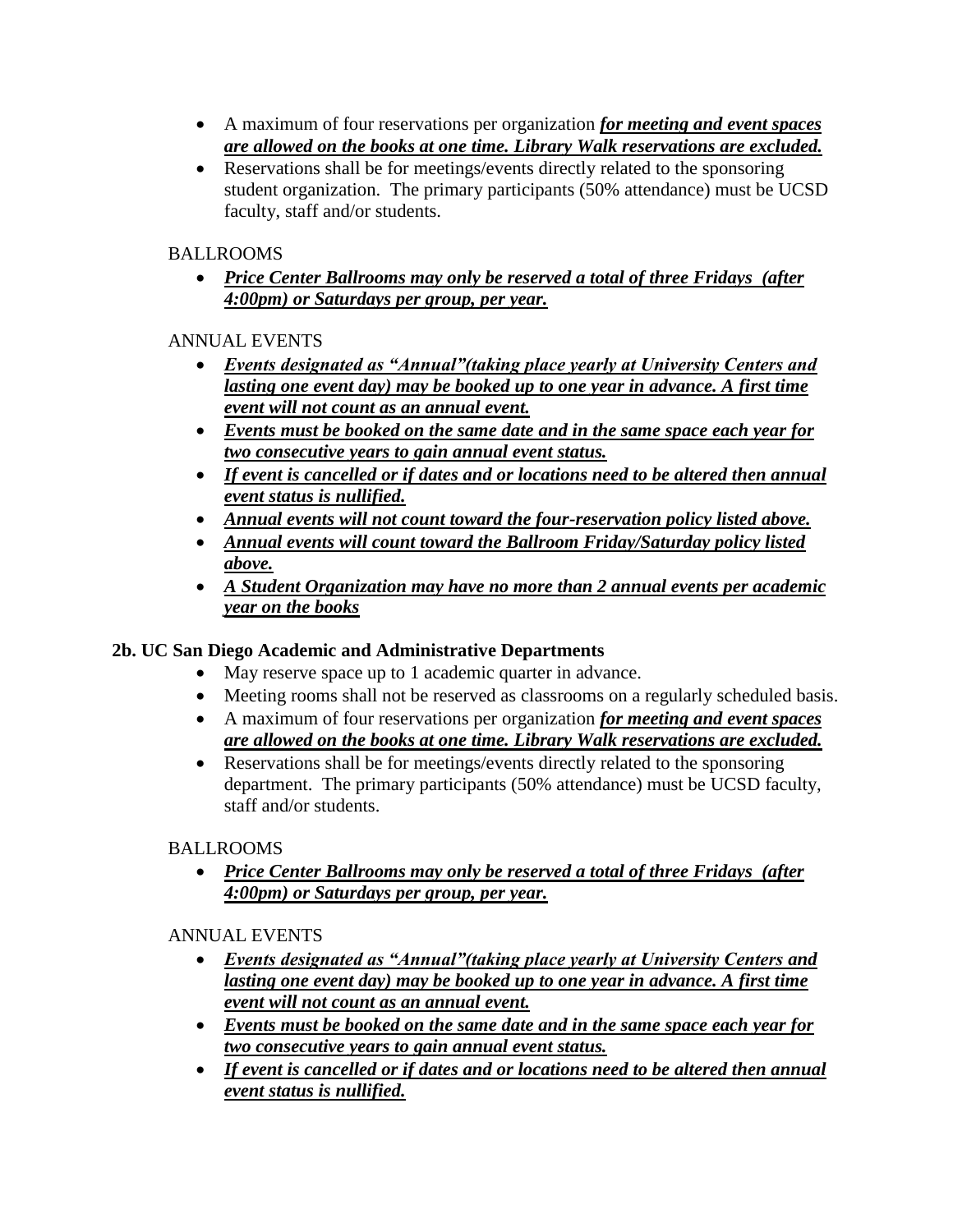- A maximum of four reservations per organization ***for meeting and event spaces are allowed on the books at one time. Library Walk reservations are excluded.***
- Reservations shall be for meetings/events directly related to the sponsoring student organization. The primary participants (50% attendance) must be UCSD faculty, staff and/or students.

BALLROOMS

- ***Price Center Ballrooms may only be reserved a total of three Fridays (after 4:00pm) or Saturdays per group, per year.***

ANNUAL EVENTS

- ***Events designated as "Annual"(taking place yearly at University Centers and lasting one event day) may be booked up to one year in advance. A first time event will not count as an annual event.***
- ***Events must be booked on the same date and in the same space each year for two consecutive years to gain annual event status.***
- ***If event is cancelled or if dates and or locations need to be altered then annual event status is nullified.***
- ***Annual events will not count toward the four-reservation policy listed above.***
- ***Annual events will count toward the Ballroom Friday/Saturday policy listed above.***
- ***A Student Organization may have no more than 2 annual events per academic year on the books***

**2b. UC San Diego Academic and Administrative Departments**

- May reserve space up to 1 academic quarter in advance.
- Meeting rooms shall not be reserved as classrooms on a regularly scheduled basis.
- A maximum of four reservations per organization ***for meeting and event spaces are allowed on the books at one time. Library Walk reservations are excluded.***
- Reservations shall be for meetings/events directly related to the sponsoring department. The primary participants (50% attendance) must be UCSD faculty, staff and/or students.

BALLROOMS

- ***Price Center Ballrooms may only be reserved a total of three Fridays (after 4:00pm) or Saturdays per group, per year.***

ANNUAL EVENTS

- ***Events designated as "Annual"(taking place yearly at University Centers and lasting one event day) may be booked up to one year in advance. A first time event will not count as an annual event.***
- ***Events must be booked on the same date and in the same space each year for two consecutive years to gain annual event status.***
- ***If event is cancelled or if dates and or locations need to be altered then annual event status is nullified.***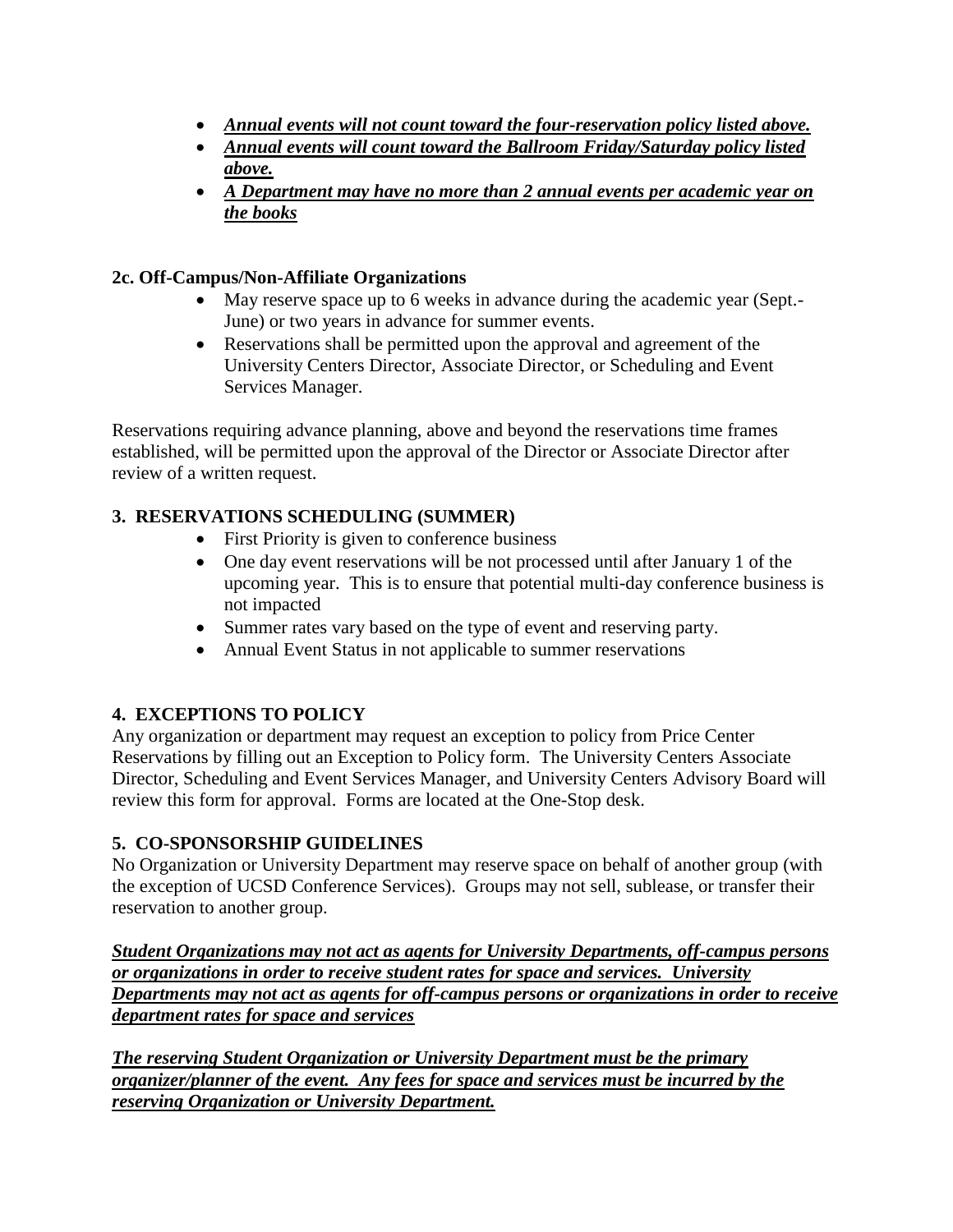- ***<u>Annual events will not count toward the four-reservation policy listed above.</u>***
- ***<u>Annual events will count toward the Ballroom Friday/Saturday policy listed above.</u>***
- ***<u>A Department may have no more than 2 annual events per academic year on the books</u>***

**2c. Off-Campus/Non-Affiliate Organizations**

- May reserve space up to 6 weeks in advance during the academic year (Sept.-June) or two years in advance for summer events.
- Reservations shall be permitted upon the approval and agreement of the University Centers Director, Associate Director, or Scheduling and Event Services Manager.

Reservations requiring advance planning, above and beyond the reservations time frames established, will be permitted upon the approval of the Director or Associate Director after review of a written request.

## 3. RESERVATIONS SCHEDULING (SUMMER)

- First Priority is given to conference business
- One day event reservations will be not processed until after January 1 of the upcoming year. This is to ensure that potential multi-day conference business is not impacted
- Summer rates vary based on the type of event and reserving party.
- Annual Event Status in not applicable to summer reservations

## 4. EXCEPTIONS TO POLICY

Any organization or department may request an exception to policy from Price Center Reservations by filling out an Exception to Policy form. The University Centers Associate Director, Scheduling and Event Services Manager, and University Centers Advisory Board will review this form for approval. Forms are located at the One-Stop desk.

## 5. CO-SPONSORSHIP GUIDELINES

No Organization or University Department may reserve space on behalf of another group (with the exception of UCSD Conference Services). Groups may not sell, sublease, or transfer their reservation to another group.

***<u>Student Organizations may not act as agents for University Departments, off-campus persons or organizations in order to receive student rates for space and services. University Departments may not act as agents for off-campus persons or organizations in order to receive department rates for space and services</u>***

***<u>The reserving Student Organization or University Department must be the primary organizer/planner of the event. Any fees for space and services must be incurred by the reserving Organization or University Department.</u>***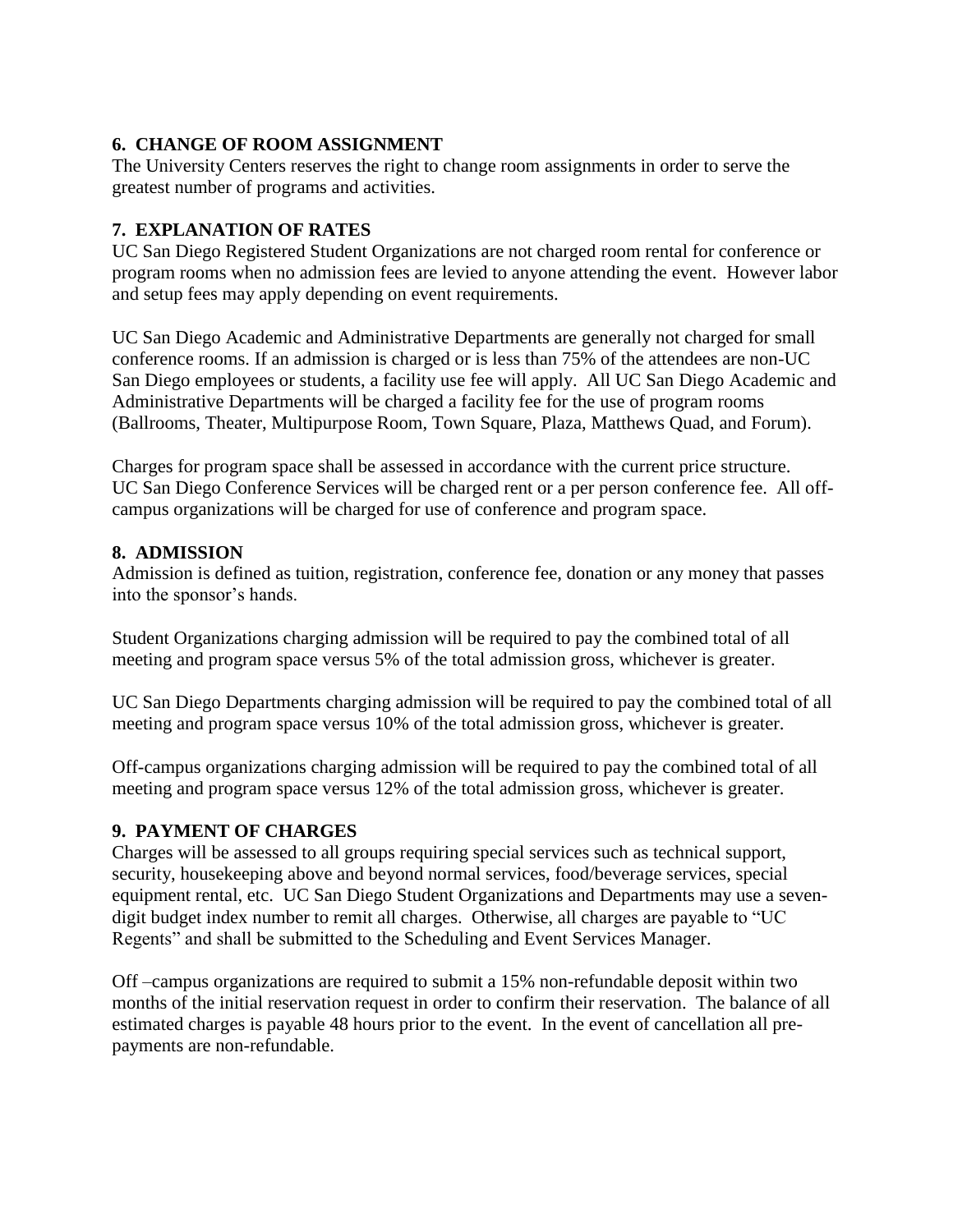## 6. CHANGE OF ROOM ASSIGNMENT

The University Centers reserves the right to change room assignments in order to serve the greatest number of programs and activities.

## 7. EXPLANATION OF RATES

UC San Diego Registered Student Organizations are not charged room rental for conference or program rooms when no admission fees are levied to anyone attending the event. However labor and setup fees may apply depending on event requirements.

UC San Diego Academic and Administrative Departments are generally not charged for small conference rooms. If an admission is charged or is less than 75% of the attendees are non-UC San Diego employees or students, a facility use fee will apply. All UC San Diego Academic and Administrative Departments will be charged a facility fee for the use of program rooms (Ballrooms, Theater, Multipurpose Room, Town Square, Plaza, Matthews Quad, and Forum).

Charges for program space shall be assessed in accordance with the current price structure. UC San Diego Conference Services will be charged rent or a per person conference fee. All off-campus organizations will be charged for use of conference and program space.

## 8. ADMISSION

Admission is defined as tuition, registration, conference fee, donation or any money that passes into the sponsor's hands.

Student Organizations charging admission will be required to pay the combined total of all meeting and program space versus 5% of the total admission gross, whichever is greater.

UC San Diego Departments charging admission will be required to pay the combined total of all meeting and program space versus 10% of the total admission gross, whichever is greater.

Off-campus organizations charging admission will be required to pay the combined total of all meeting and program space versus 12% of the total admission gross, whichever is greater.

## 9. PAYMENT OF CHARGES

Charges will be assessed to all groups requiring special services such as technical support, security, housekeeping above and beyond normal services, food/beverage services, special equipment rental, etc. UC San Diego Student Organizations and Departments may use a seven-digit budget index number to remit all charges. Otherwise, all charges are payable to "UC Regents" and shall be submitted to the Scheduling and Event Services Manager.

Off –campus organizations are required to submit a 15% non-refundable deposit within two months of the initial reservation request in order to confirm their reservation. The balance of all estimated charges is payable 48 hours prior to the event. In the event of cancellation all pre-payments are non-refundable.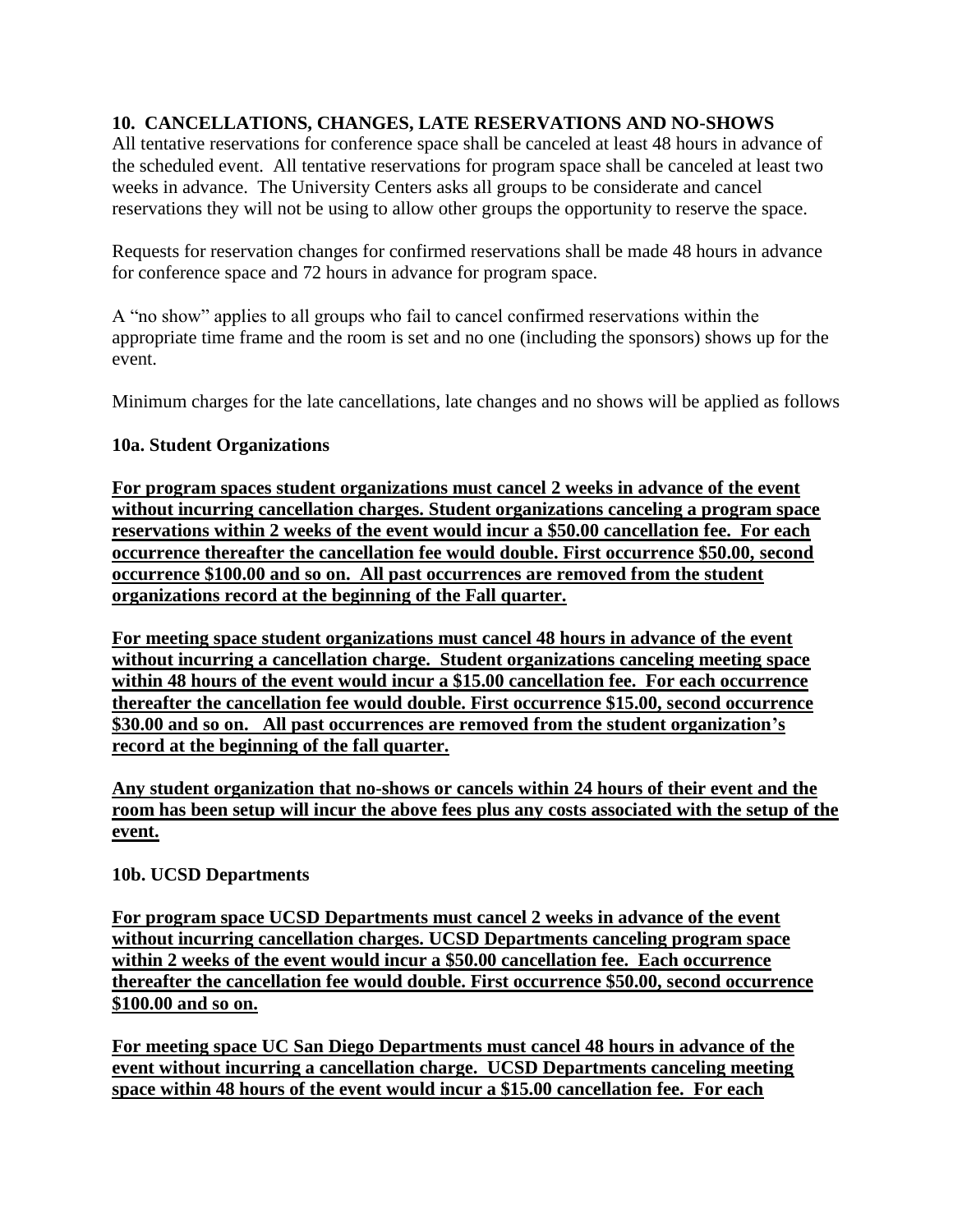### 10. CANCELLATIONS, CHANGES, LATE RESERVATIONS AND NO-SHOWS

All tentative reservations for conference space shall be canceled at least 48 hours in advance of the scheduled event. All tentative reservations for program space shall be canceled at least two weeks in advance. The University Centers asks all groups to be considerate and cancel reservations they will not be using to allow other groups the opportunity to reserve the space.

Requests for reservation changes for confirmed reservations shall be made 48 hours in advance for conference space and 72 hours in advance for program space.

A "no show" applies to all groups who fail to cancel confirmed reservations within the appropriate time frame and the room is set and no one (including the sponsors) shows up for the event.

Minimum charges for the late cancellations, late changes and no shows will be applied as follows

#### 10a. Student Organizations

**For program spaces student organizations must cancel 2 weeks in advance of the event without incurring cancellation charges. Student organizations canceling a program space reservations within 2 weeks of the event would incur a $50.00 cancellation fee. For each occurrence thereafter the cancellation fee would double. First occurrence $50.00, second occurrence $100.00 and so on. All past occurrences are removed from the student organizations record at the beginning of the Fall quarter.**

**For meeting space student organizations must cancel 48 hours in advance of the event without incurring a cancellation charge. Student organizations canceling meeting space within 48 hours of the event would incur a $15.00 cancellation fee. For each occurrence thereafter the cancellation fee would double. First occurrence $15.00, second occurrence $30.00 and so on. All past occurrences are removed from the student organization's record at the beginning of the fall quarter.**

**Any student organization that no-shows or cancels within 24 hours of their event and the room has been setup will incur the above fees plus any costs associated with the setup of the event.**

#### 10b. UCSD Departments

**For program space UCSD Departments must cancel 2 weeks in advance of the event without incurring cancellation charges. UCSD Departments canceling program space within 2 weeks of the event would incur a $50.00 cancellation fee. Each occurrence thereafter the cancellation fee would double. First occurrence $50.00, second occurrence $100.00 and so on.**

**For meeting space UC San Diego Departments must cancel 48 hours in advance of the event without incurring a cancellation charge. UCSD Departments canceling meeting space within 48 hours of the event would incur a $15.00 cancellation fee. For each**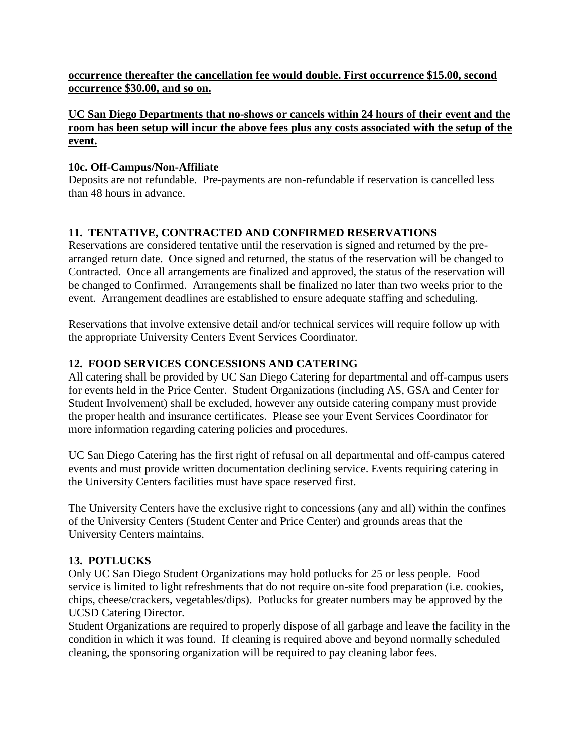**occurrence thereafter the cancellation fee would double. First occurrence $15.00, second occurrence $30.00, and so on.**

**UC San Diego Departments that no-shows or cancels within 24 hours of their event and the room has been setup will incur the above fees plus any costs associated with the setup of the event.**

### 10c. Off-Campus/Non-Affiliate

Deposits are not refundable. Pre-payments are non-refundable if reservation is cancelled less than 48 hours in advance.

## 11. TENTATIVE, CONTRACTED AND CONFIRMED RESERVATIONS

Reservations are considered tentative until the reservation is signed and returned by the pre-arranged return date. Once signed and returned, the status of the reservation will be changed to Contracted. Once all arrangements are finalized and approved, the status of the reservation will be changed to Confirmed. Arrangements shall be finalized no later than two weeks prior to the event. Arrangement deadlines are established to ensure adequate staffing and scheduling.

Reservations that involve extensive detail and/or technical services will require follow up with the appropriate University Centers Event Services Coordinator.

## 12. FOOD SERVICES CONCESSIONS AND CATERING

All catering shall be provided by UC San Diego Catering for departmental and off-campus users for events held in the Price Center. Student Organizations (including AS, GSA and Center for Student Involvement) shall be excluded, however any outside catering company must provide the proper health and insurance certificates. Please see your Event Services Coordinator for more information regarding catering policies and procedures.

UC San Diego Catering has the first right of refusal on all departmental and off-campus catered events and must provide written documentation declining service. Events requiring catering in the University Centers facilities must have space reserved first.

The University Centers have the exclusive right to concessions (any and all) within the confines of the University Centers (Student Center and Price Center) and grounds areas that the University Centers maintains.

## 13. POTLUCKS

Only UC San Diego Student Organizations may hold potlucks for 25 or less people. Food service is limited to light refreshments that do not require on-site food preparation (i.e. cookies, chips, cheese/crackers, vegetables/dips). Potlucks for greater numbers may be approved by the UCSD Catering Director.

Student Organizations are required to properly dispose of all garbage and leave the facility in the condition in which it was found. If cleaning is required above and beyond normally scheduled cleaning, the sponsoring organization will be required to pay cleaning labor fees.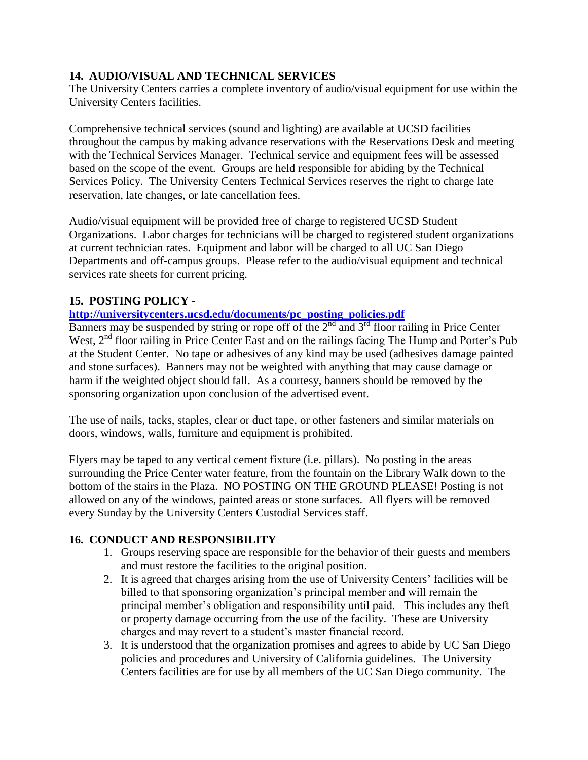### 14. AUDIO/VISUAL AND TECHNICAL SERVICES

The University Centers carries a complete inventory of audio/visual equipment for use within the University Centers facilities.

Comprehensive technical services (sound and lighting) are available at UCSD facilities throughout the campus by making advance reservations with the Reservations Desk and meeting with the Technical Services Manager. Technical service and equipment fees will be assessed based on the scope of the event. Groups are held responsible for abiding by the Technical Services Policy. The University Centers Technical Services reserves the right to charge late reservation, late changes, or late cancellation fees.

Audio/visual equipment will be provided free of charge to registered UCSD Student Organizations. Labor charges for technicians will be charged to registered student organizations at current technician rates. Equipment and labor will be charged to all UC San Diego Departments and off-campus groups. Please refer to the audio/visual equipment and technical services rate sheets for current pricing.

### 15. POSTING POLICY - [http://universitycenters.ucsd.edu/documents/pc_posting_policies.pdf](http://universitycenters.ucsd.edu/documents/pc_posting_policies.pdf)

Banners may be suspended by string or rope off of the 2nd and 3rd floor railing in Price Center West, 2nd floor railing in Price Center East and on the railings facing The Hump and Porter's Pub at the Student Center. No tape or adhesives of any kind may be used (adhesives damage painted and stone surfaces). Banners may not be weighted with anything that may cause damage or harm if the weighted object should fall. As a courtesy, banners should be removed by the sponsoring organization upon conclusion of the advertised event.

The use of nails, tacks, staples, clear or duct tape, or other fasteners and similar materials on doors, windows, walls, furniture and equipment is prohibited.

Flyers may be taped to any vertical cement fixture (i.e. pillars). No posting in the areas surrounding the Price Center water feature, from the fountain on the Library Walk down to the bottom of the stairs in the Plaza. NO POSTING ON THE GROUND PLEASE! Posting is not allowed on any of the windows, painted areas or stone surfaces. All flyers will be removed every Sunday by the University Centers Custodial Services staff.

### 16. CONDUCT AND RESPONSIBILITY

1. Groups reserving space are responsible for the behavior of their guests and members and must restore the facilities to the original position.
2. It is agreed that charges arising from the use of University Centers' facilities will be billed to that sponsoring organization's principal member and will remain the principal member's obligation and responsibility until paid. This includes any theft or property damage occurring from the use of the facility. These are University charges and may revert to a student's master financial record.
3. It is understood that the organization promises and agrees to abide by UC San Diego policies and procedures and University of California guidelines. The University Centers facilities are for use by all members of the UC San Diego community. The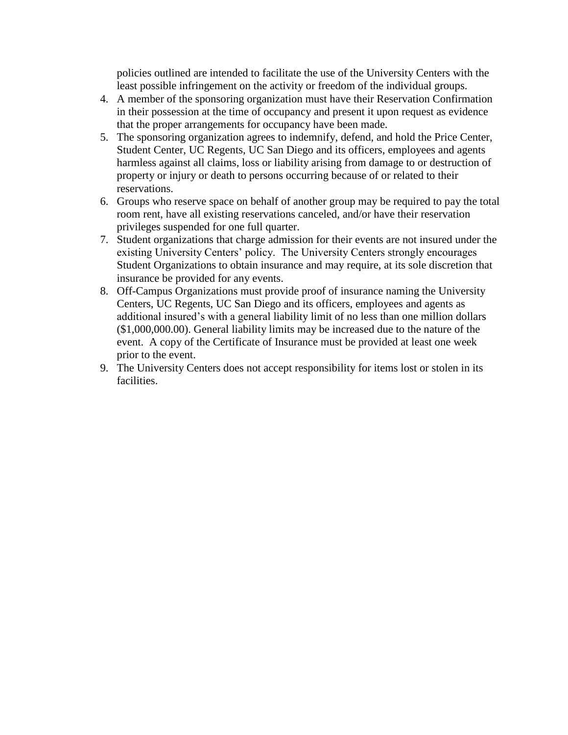policies outlined are intended to facilitate the use of the University Centers with the least possible infringement on the activity or freedom of the individual groups.

4. A member of the sponsoring organization must have their Reservation Confirmation in their possession at the time of occupancy and present it upon request as evidence that the proper arrangements for occupancy have been made.
5. The sponsoring organization agrees to indemnify, defend, and hold the Price Center, Student Center, UC Regents, UC San Diego and its officers, employees and agents harmless against all claims, loss or liability arising from damage to or destruction of property or injury or death to persons occurring because of or related to their reservations.
6. Groups who reserve space on behalf of another group may be required to pay the total room rent, have all existing reservations canceled, and/or have their reservation privileges suspended for one full quarter.
7. Student organizations that charge admission for their events are not insured under the existing University Centers' policy. The University Centers strongly encourages Student Organizations to obtain insurance and may require, at its sole discretion that insurance be provided for any events.
8. Off-Campus Organizations must provide proof of insurance naming the University Centers, UC Regents, UC San Diego and its officers, employees and agents as additional insured's with a general liability limit of no less than one million dollars ($1,000,000.00). General liability limits may be increased due to the nature of the event. A copy of the Certificate of Insurance must be provided at least one week prior to the event.
9. The University Centers does not accept responsibility for items lost or stolen in its facilities.